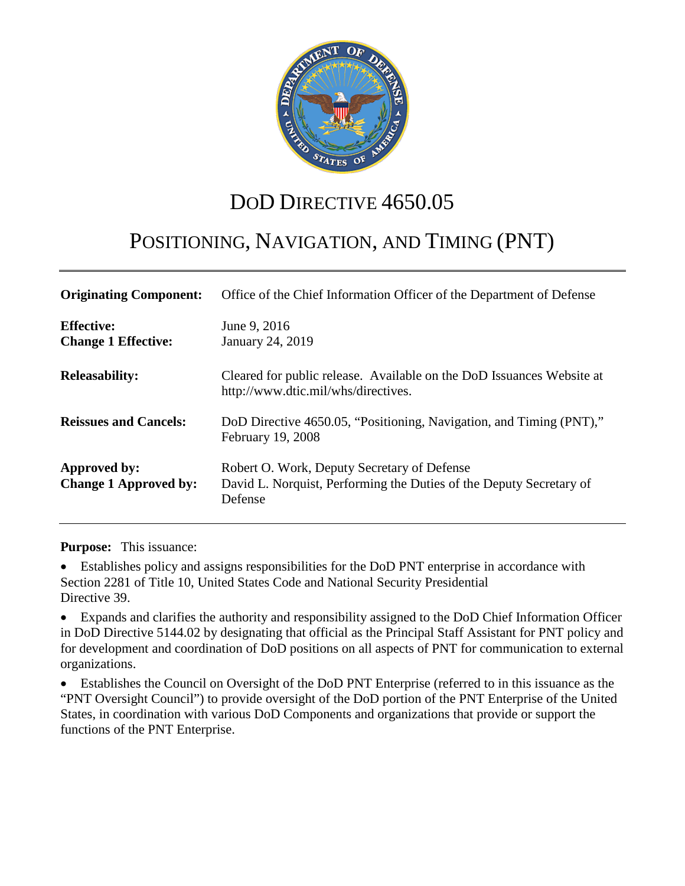# DoD Directive 4650.05

# Positioning, Navigation, and Timing (PNT)

| | |
|---|---|
| **Originating Component:** | Office of the Chief Information Officer of the Department of Defense |
| **Effective:**<br>**Change 1 Effective:** | June 9, 2016<br>January 24, 2019 |
| **Releasability:** | Cleared for public release. Available on the DoD Issuances Website at http://www.dtic.mil/whs/directives. |
| **Reissues and Cancels:** | DoD Directive 4650.05, "Positioning, Navigation, and Timing (PNT)," February 19, 2008 |
| **Approved by:**<br>**Change 1 Approved by:** | Robert O. Work, Deputy Secretary of Defense<br>David L. Norquist, Performing the Duties of the Deputy Secretary of Defense |

**Purpose:** This issuance:

- Establishes policy and assigns responsibilities for the DoD PNT enterprise in accordance with Section 2281 of Title 10, United States Code and National Security Presidential Directive 39.
- Expands and clarifies the authority and responsibility assigned to the DoD Chief Information Officer in DoD Directive 5144.02 by designating that official as the Principal Staff Assistant for PNT policy and for development and coordination of DoD positions on all aspects of PNT for communication to external organizations.
- Establishes the Council on Oversight of the DoD PNT Enterprise (referred to in this issuance as the "PNT Oversight Council") to provide oversight of the DoD portion of the PNT Enterprise of the United States, in coordination with various DoD Components and organizations that provide or support the functions of the PNT Enterprise.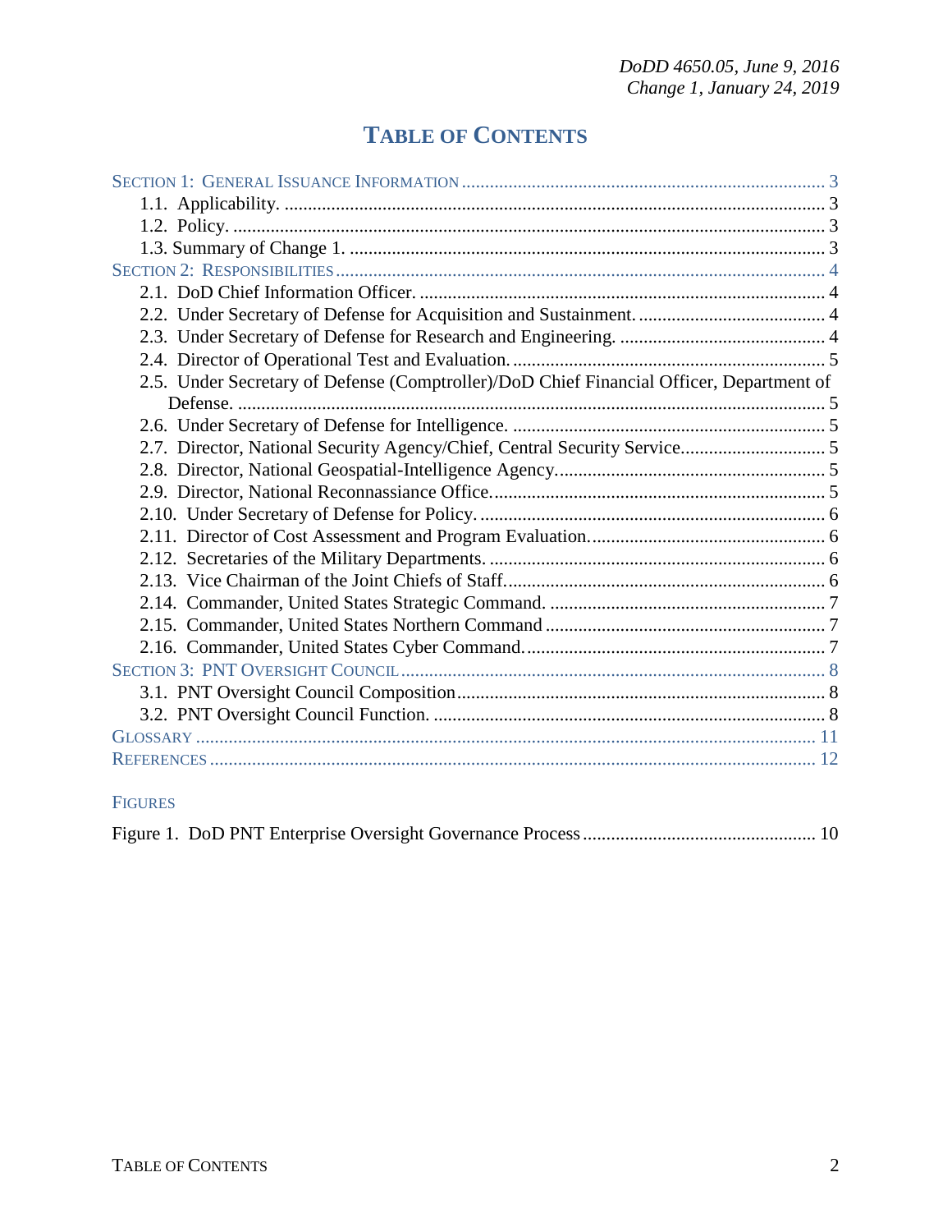# TABLE OF CONTENTS

SECTION 1: GENERAL ISSUANCE INFORMATION ... 3
- 1.1. Applicability. ... 3
- 1.2. Policy. ... 3
- 1.3. Summary of Change 1. ... 3

SECTION 2: RESPONSIBILITIES ... 4
- 2.1. DoD Chief Information Officer. ... 4
- 2.2. Under Secretary of Defense for Acquisition and Sustainment. ... 4
- 2.3. Under Secretary of Defense for Research and Engineering. ... 4
- 2.4. Director of Operational Test and Evaluation. ... 5
- 2.5. Under Secretary of Defense (Comptroller)/DoD Chief Financial Officer, Department of Defense. ... 5
- 2.6. Under Secretary of Defense for Intelligence. ... 5
- 2.7. Director, National Security Agency/Chief, Central Security Service ... 5
- 2.8. Director, National Geospatial-Intelligence Agency. ... 5
- 2.9. Director, National Reconnassiance Office. ... 5
- 2.10. Under Secretary of Defense for Policy. ... 6
- 2.11. Director of Cost Assessment and Program Evaluation. ... 6
- 2.12. Secretaries of the Military Departments. ... 6
- 2.13. Vice Chairman of the Joint Chiefs of Staff. ... 6
- 2.14. Commander, United States Strategic Command. ... 7
- 2.15. Commander, United States Northern Command ... 7
- 2.16. Commander, United States Cyber Command. ... 7

SECTION 3: PNT OVERSIGHT COUNCIL ... 8
- 3.1. PNT Oversight Council Composition ... 8
- 3.2. PNT Oversight Council Function. ... 8

GLOSSARY ... 11

REFERENCES ... 12

FIGURES

Figure 1. DoD PNT Enterprise Oversight Governance Process ... 10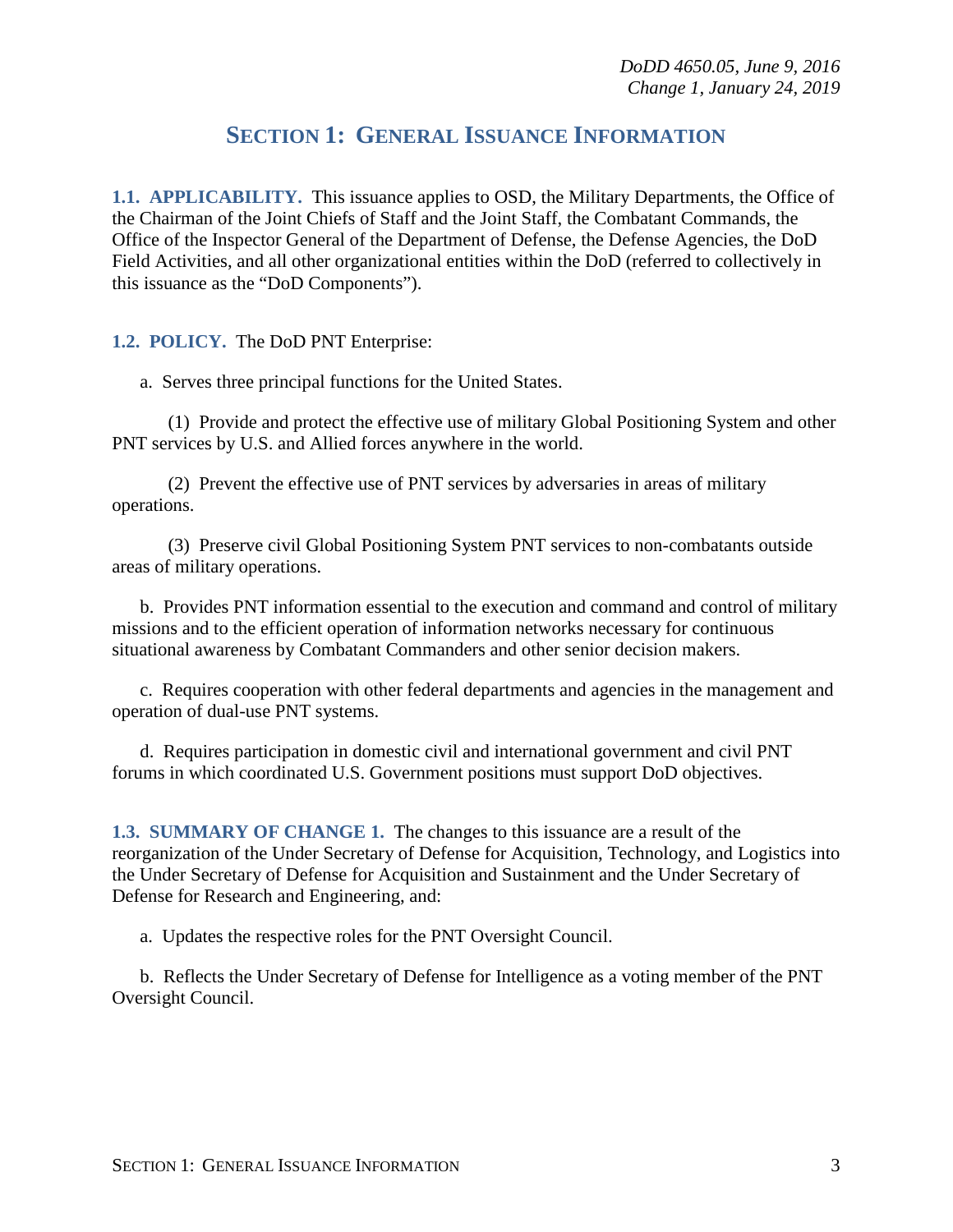# Section 1: General Issuance Information

**1.1. APPLICABILITY.** This issuance applies to OSD, the Military Departments, the Office of the Chairman of the Joint Chiefs of Staff and the Joint Staff, the Combatant Commands, the Office of the Inspector General of the Department of Defense, the Defense Agencies, the DoD Field Activities, and all other organizational entities within the DoD (referred to collectively in this issuance as the "DoD Components").

**1.2. POLICY.** The DoD PNT Enterprise:

a. Serves three principal functions for the United States.

(1) Provide and protect the effective use of military Global Positioning System and other PNT services by U.S. and Allied forces anywhere in the world.

(2) Prevent the effective use of PNT services by adversaries in areas of military operations.

(3) Preserve civil Global Positioning System PNT services to non-combatants outside areas of military operations.

b. Provides PNT information essential to the execution and command and control of military missions and to the efficient operation of information networks necessary for continuous situational awareness by Combatant Commanders and other senior decision makers.

c. Requires cooperation with other federal departments and agencies in the management and operation of dual-use PNT systems.

d. Requires participation in domestic civil and international government and civil PNT forums in which coordinated U.S. Government positions must support DoD objectives.

**1.3. SUMMARY OF CHANGE 1.** The changes to this issuance are a result of the reorganization of the Under Secretary of Defense for Acquisition, Technology, and Logistics into the Under Secretary of Defense for Acquisition and Sustainment and the Under Secretary of Defense for Research and Engineering, and:

a. Updates the respective roles for the PNT Oversight Council.

b. Reflects the Under Secretary of Defense for Intelligence as a voting member of the PNT Oversight Council.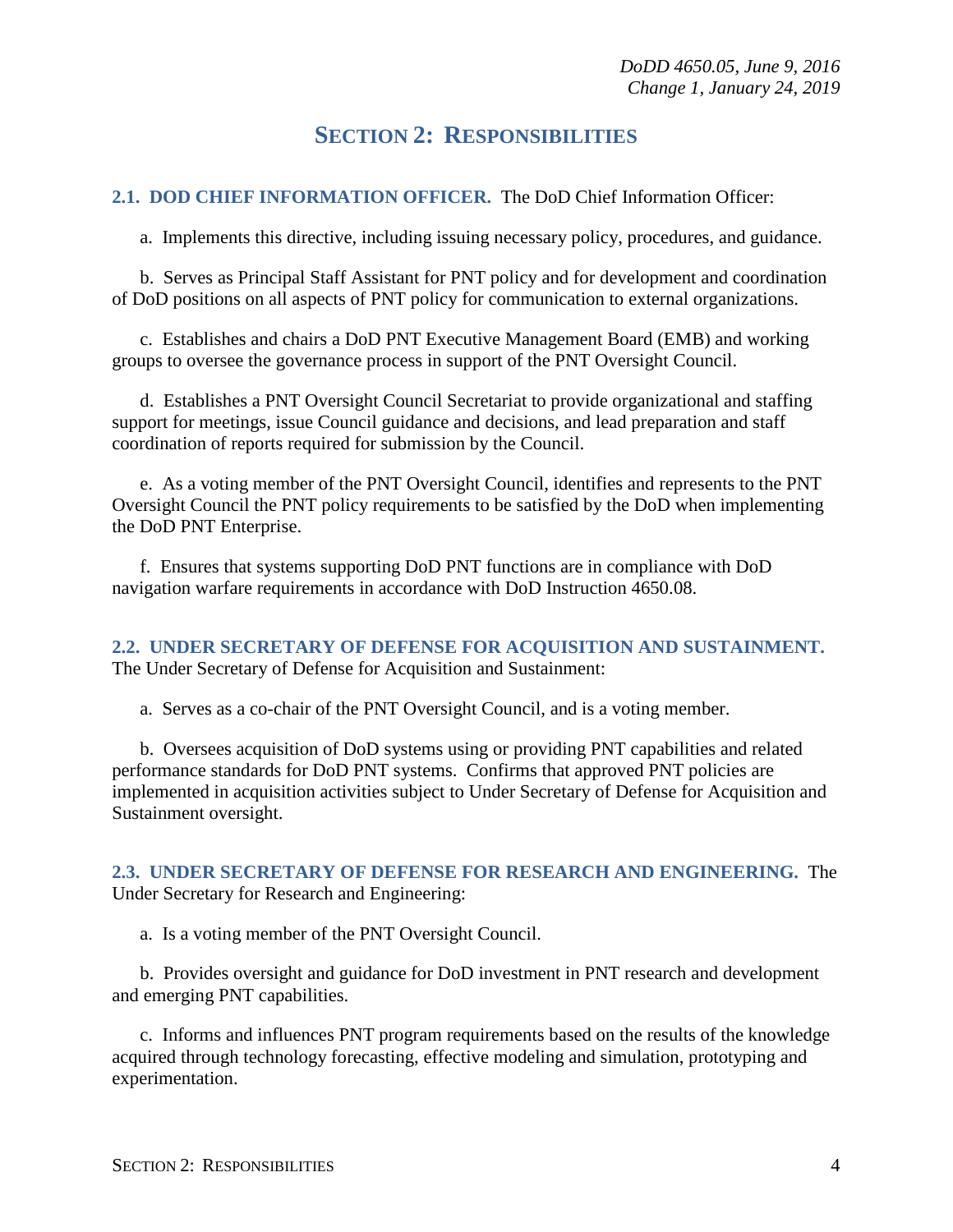# SECTION 2: RESPONSIBILITIES

**2.1. DOD CHIEF INFORMATION OFFICER.** The DoD Chief Information Officer:

a. Implements this directive, including issuing necessary policy, procedures, and guidance.

b. Serves as Principal Staff Assistant for PNT policy and for development and coordination of DoD positions on all aspects of PNT policy for communication to external organizations.

c. Establishes and chairs a DoD PNT Executive Management Board (EMB) and working groups to oversee the governance process in support of the PNT Oversight Council.

d. Establishes a PNT Oversight Council Secretariat to provide organizational and staffing support for meetings, issue Council guidance and decisions, and lead preparation and staff coordination of reports required for submission by the Council.

e. As a voting member of the PNT Oversight Council, identifies and represents to the PNT Oversight Council the PNT policy requirements to be satisfied by the DoD when implementing the DoD PNT Enterprise.

f. Ensures that systems supporting DoD PNT functions are in compliance with DoD navigation warfare requirements in accordance with DoD Instruction 4650.08.

**2.2. UNDER SECRETARY OF DEFENSE FOR ACQUISITION AND SUSTAINMENT.** The Under Secretary of Defense for Acquisition and Sustainment:

a. Serves as a co-chair of the PNT Oversight Council, and is a voting member.

b. Oversees acquisition of DoD systems using or providing PNT capabilities and related performance standards for DoD PNT systems. Confirms that approved PNT policies are implemented in acquisition activities subject to Under Secretary of Defense for Acquisition and Sustainment oversight.

**2.3. UNDER SECRETARY OF DEFENSE FOR RESEARCH AND ENGINEERING.** The Under Secretary for Research and Engineering:

a. Is a voting member of the PNT Oversight Council.

b. Provides oversight and guidance for DoD investment in PNT research and development and emerging PNT capabilities.

c. Informs and influences PNT program requirements based on the results of the knowledge acquired through technology forecasting, effective modeling and simulation, prototyping and experimentation.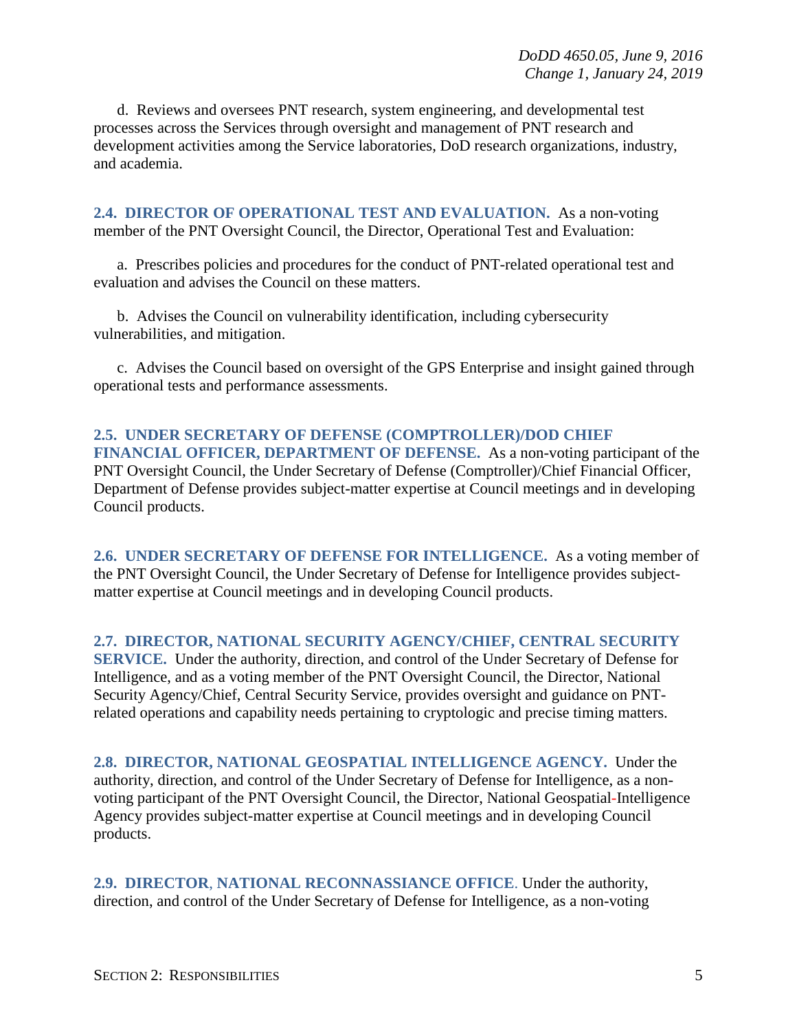d. Reviews and oversees PNT research, system engineering, and developmental test processes across the Services through oversight and management of PNT research and development activities among the Service laboratories, DoD research organizations, industry, and academia.

**2.4. DIRECTOR OF OPERATIONAL TEST AND EVALUATION.** As a non-voting member of the PNT Oversight Council, the Director, Operational Test and Evaluation:

a. Prescribes policies and procedures for the conduct of PNT-related operational test and evaluation and advises the Council on these matters.

b. Advises the Council on vulnerability identification, including cybersecurity vulnerabilities, and mitigation.

c. Advises the Council based on oversight of the GPS Enterprise and insight gained through operational tests and performance assessments.

**2.5. UNDER SECRETARY OF DEFENSE (COMPTROLLER)/DOD CHIEF FINANCIAL OFFICER, DEPARTMENT OF DEFENSE.** As a non-voting participant of the PNT Oversight Council, the Under Secretary of Defense (Comptroller)/Chief Financial Officer, Department of Defense provides subject-matter expertise at Council meetings and in developing Council products.

**2.6. UNDER SECRETARY OF DEFENSE FOR INTELLIGENCE.** As a voting member of the PNT Oversight Council, the Under Secretary of Defense for Intelligence provides subject-matter expertise at Council meetings and in developing Council products.

**2.7. DIRECTOR, NATIONAL SECURITY AGENCY/CHIEF, CENTRAL SECURITY SERVICE.** Under the authority, direction, and control of the Under Secretary of Defense for Intelligence, and as a voting member of the PNT Oversight Council, the Director, National Security Agency/Chief, Central Security Service, provides oversight and guidance on PNT-related operations and capability needs pertaining to cryptologic and precise timing matters.

**2.8. DIRECTOR, NATIONAL GEOSPATIAL INTELLIGENCE AGENCY.** Under the authority, direction, and control of the Under Secretary of Defense for Intelligence, as a non-voting participant of the PNT Oversight Council, the Director, National Geospatial-Intelligence Agency provides subject-matter expertise at Council meetings and in developing Council products.

**2.9. DIRECTOR, NATIONAL RECONNASSIANCE OFFICE.** Under the authority, direction, and control of the Under Secretary of Defense for Intelligence, as a non-voting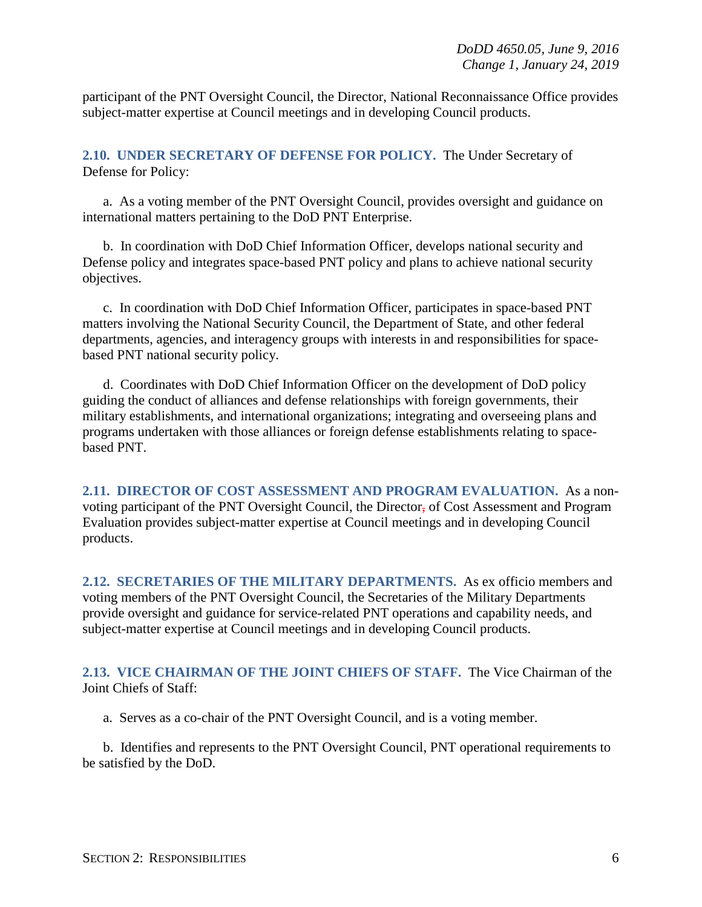participant of the PNT Oversight Council, the Director, National Reconnaissance Office provides subject-matter expertise at Council meetings and in developing Council products.

**2.10. UNDER SECRETARY OF DEFENSE FOR POLICY.** The Under Secretary of Defense for Policy:

a. As a voting member of the PNT Oversight Council, provides oversight and guidance on international matters pertaining to the DoD PNT Enterprise.

b. In coordination with DoD Chief Information Officer, develops national security and Defense policy and integrates space-based PNT policy and plans to achieve national security objectives.

c. In coordination with DoD Chief Information Officer, participates in space-based PNT matters involving the National Security Council, the Department of State, and other federal departments, agencies, and interagency groups with interests in and responsibilities for space-based PNT national security policy.

d. Coordinates with DoD Chief Information Officer on the development of DoD policy guiding the conduct of alliances and defense relationships with foreign governments, their military establishments, and international organizations; integrating and overseeing plans and programs undertaken with those alliances or foreign defense establishments relating to space-based PNT.

**2.11. DIRECTOR OF COST ASSESSMENT AND PROGRAM EVALUATION.** As a non-voting participant of the PNT Oversight Council, the Director of Cost Assessment and Program Evaluation provides subject-matter expertise at Council meetings and in developing Council products.

**2.12. SECRETARIES OF THE MILITARY DEPARTMENTS.** As ex officio members and voting members of the PNT Oversight Council, the Secretaries of the Military Departments provide oversight and guidance for service-related PNT operations and capability needs, and subject-matter expertise at Council meetings and in developing Council products.

**2.13. VICE CHAIRMAN OF THE JOINT CHIEFS OF STAFF.** The Vice Chairman of the Joint Chiefs of Staff:

a. Serves as a co-chair of the PNT Oversight Council, and is a voting member.

b. Identifies and represents to the PNT Oversight Council, PNT operational requirements to be satisfied by the DoD.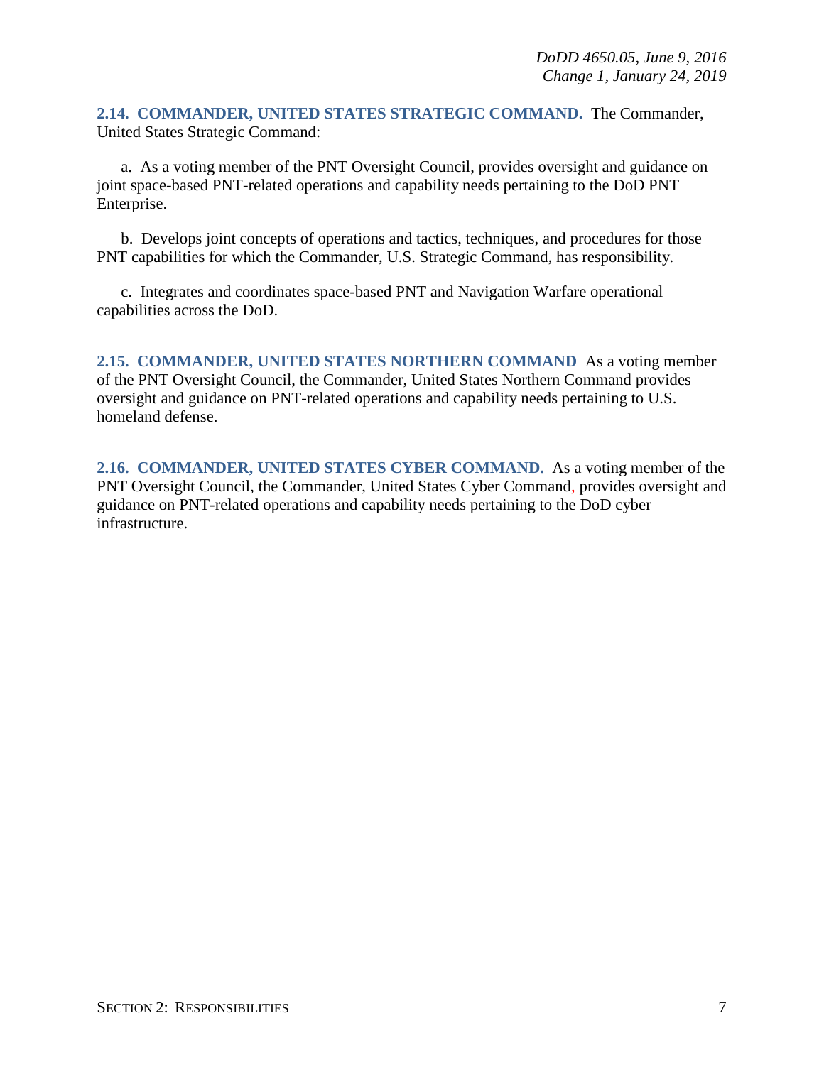**2.14. COMMANDER, UNITED STATES STRATEGIC COMMAND.** The Commander, United States Strategic Command:

a. As a voting member of the PNT Oversight Council, provides oversight and guidance on joint space-based PNT-related operations and capability needs pertaining to the DoD PNT Enterprise.

b. Develops joint concepts of operations and tactics, techniques, and procedures for those PNT capabilities for which the Commander, U.S. Strategic Command, has responsibility.

c. Integrates and coordinates space-based PNT and Navigation Warfare operational capabilities across the DoD.

**2.15. COMMANDER, UNITED STATES NORTHERN COMMAND** As a voting member of the PNT Oversight Council, the Commander, United States Northern Command provides oversight and guidance on PNT-related operations and capability needs pertaining to U.S. homeland defense.

**2.16. COMMANDER, UNITED STATES CYBER COMMAND.** As a voting member of the PNT Oversight Council, the Commander, United States Cyber Command, provides oversight and guidance on PNT-related operations and capability needs pertaining to the DoD cyber infrastructure.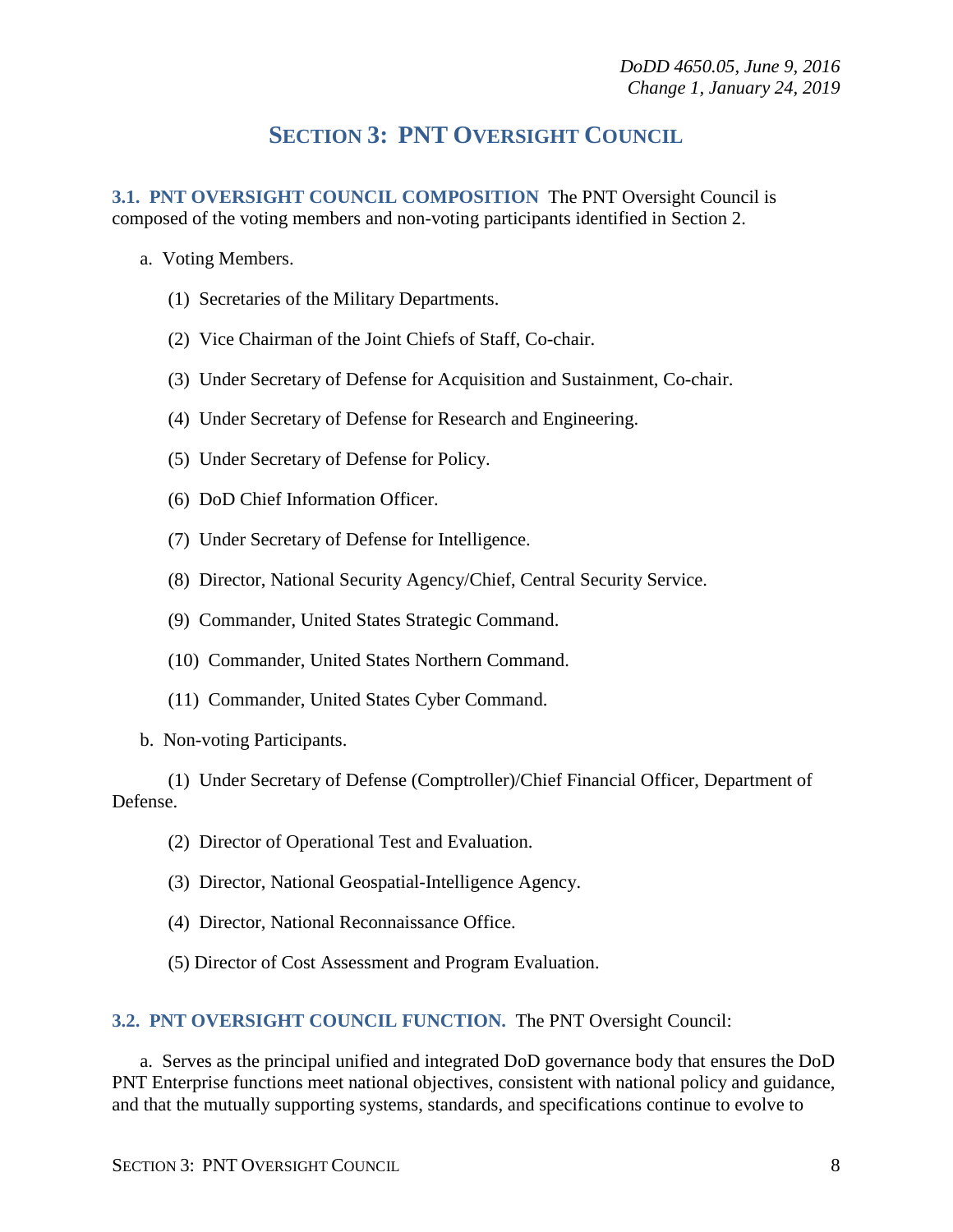# SECTION 3: PNT OVERSIGHT COUNCIL

**3.1. PNT OVERSIGHT COUNCIL COMPOSITION** The PNT Oversight Council is composed of the voting members and non-voting participants identified in Section 2.

a. Voting Members.

(1) Secretaries of the Military Departments.

(2) Vice Chairman of the Joint Chiefs of Staff, Co-chair.

(3) Under Secretary of Defense for Acquisition and Sustainment, Co-chair.

(4) Under Secretary of Defense for Research and Engineering.

(5) Under Secretary of Defense for Policy.

(6) DoD Chief Information Officer.

(7) Under Secretary of Defense for Intelligence.

(8) Director, National Security Agency/Chief, Central Security Service.

(9) Commander, United States Strategic Command.

(10) Commander, United States Northern Command.

(11) Commander, United States Cyber Command.

b. Non-voting Participants.

(1) Under Secretary of Defense (Comptroller)/Chief Financial Officer, Department of Defense.

(2) Director of Operational Test and Evaluation.

(3) Director, National Geospatial-Intelligence Agency.

(4) Director, National Reconnaissance Office.

(5) Director of Cost Assessment and Program Evaluation.

**3.2. PNT OVERSIGHT COUNCIL FUNCTION.** The PNT Oversight Council:

a. Serves as the principal unified and integrated DoD governance body that ensures the DoD PNT Enterprise functions meet national objectives, consistent with national policy and guidance, and that the mutually supporting systems, standards, and specifications continue to evolve to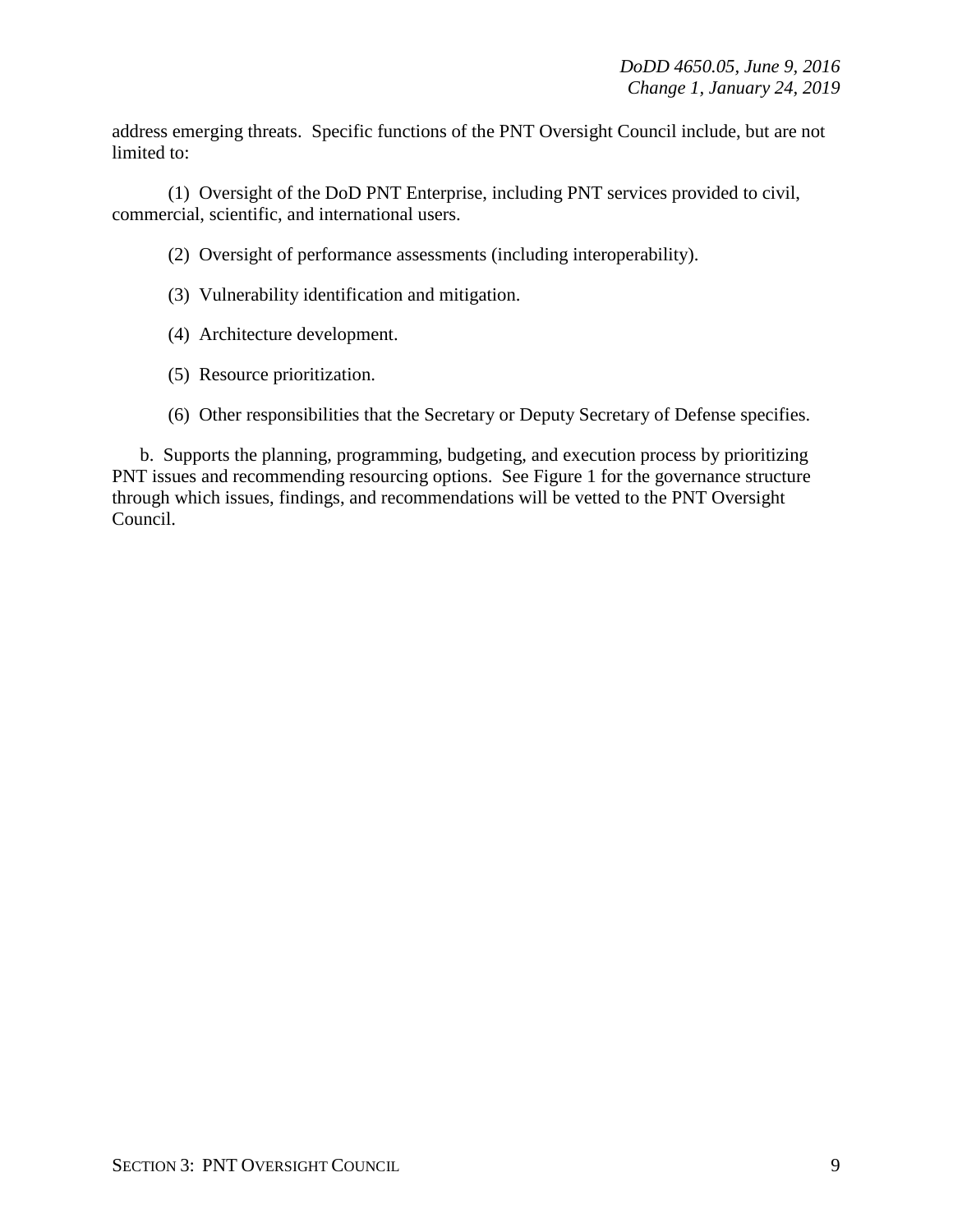address emerging threats. Specific functions of the PNT Oversight Council include, but are not limited to:

(1) Oversight of the DoD PNT Enterprise, including PNT services provided to civil, commercial, scientific, and international users.

(2) Oversight of performance assessments (including interoperability).

(3) Vulnerability identification and mitigation.

(4) Architecture development.

(5) Resource prioritization.

(6) Other responsibilities that the Secretary or Deputy Secretary of Defense specifies.

b. Supports the planning, programming, budgeting, and execution process by prioritizing PNT issues and recommending resourcing options. See Figure 1 for the governance structure through which issues, findings, and recommendations will be vetted to the PNT Oversight Council.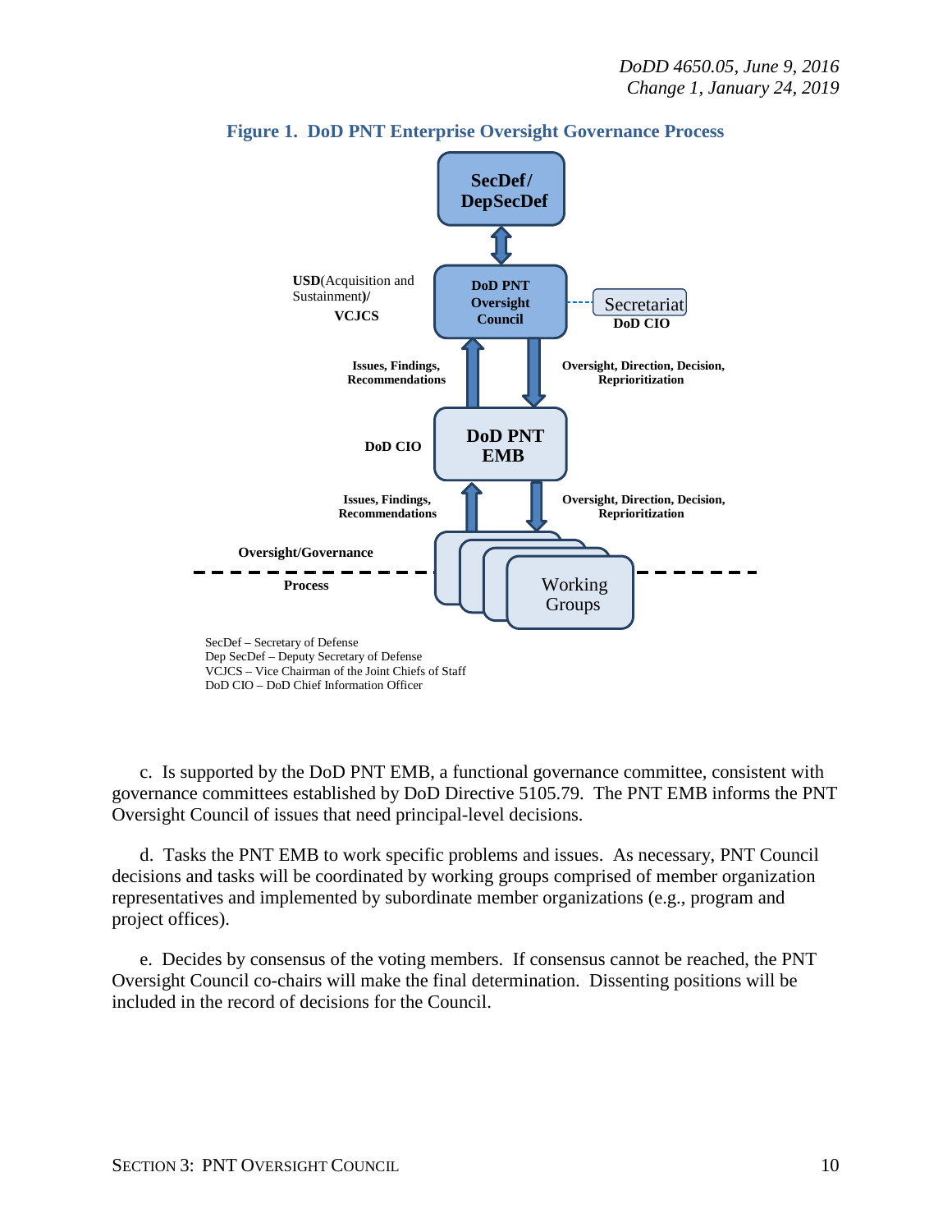**Figure 1. DoD PNT Enterprise Oversight Governance Process**

SecDef – Secretary of Defense
Dep SecDef – Deputy Secretary of Defense
VCJCS – Vice Chairman of the Joint Chiefs of Staff
DoD CIO – DoD Chief Information Officer

c. Is supported by the DoD PNT EMB, a functional governance committee, consistent with governance committees established by DoD Directive 5105.79. The PNT EMB informs the PNT Oversight Council of issues that need principal-level decisions.

d. Tasks the PNT EMB to work specific problems and issues. As necessary, PNT Council decisions and tasks will be coordinated by working groups comprised of member organization representatives and implemented by subordinate member organizations (e.g., program and project offices).

e. Decides by consensus of the voting members. If consensus cannot be reached, the PNT Oversight Council co-chairs will make the final determination. Dissenting positions will be included in the record of decisions for the Council.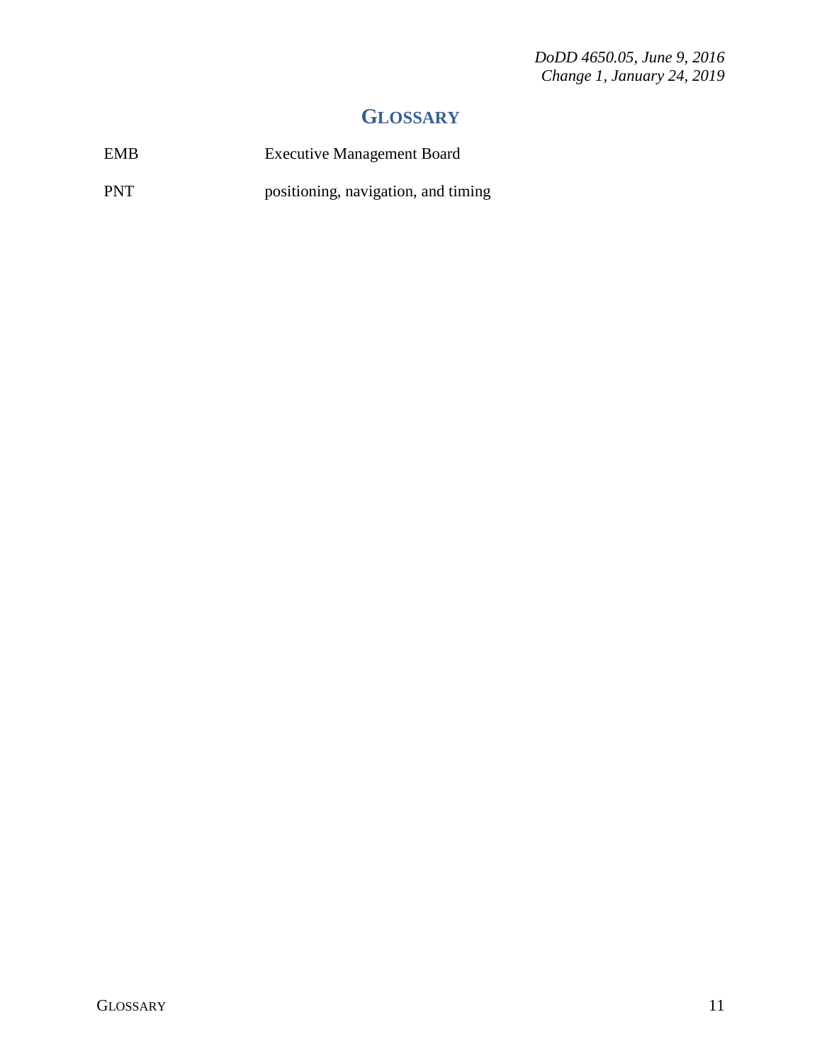# GLOSSARY

| | |
|---|---|
| EMB | Executive Management Board |
| PNT | positioning, navigation, and timing |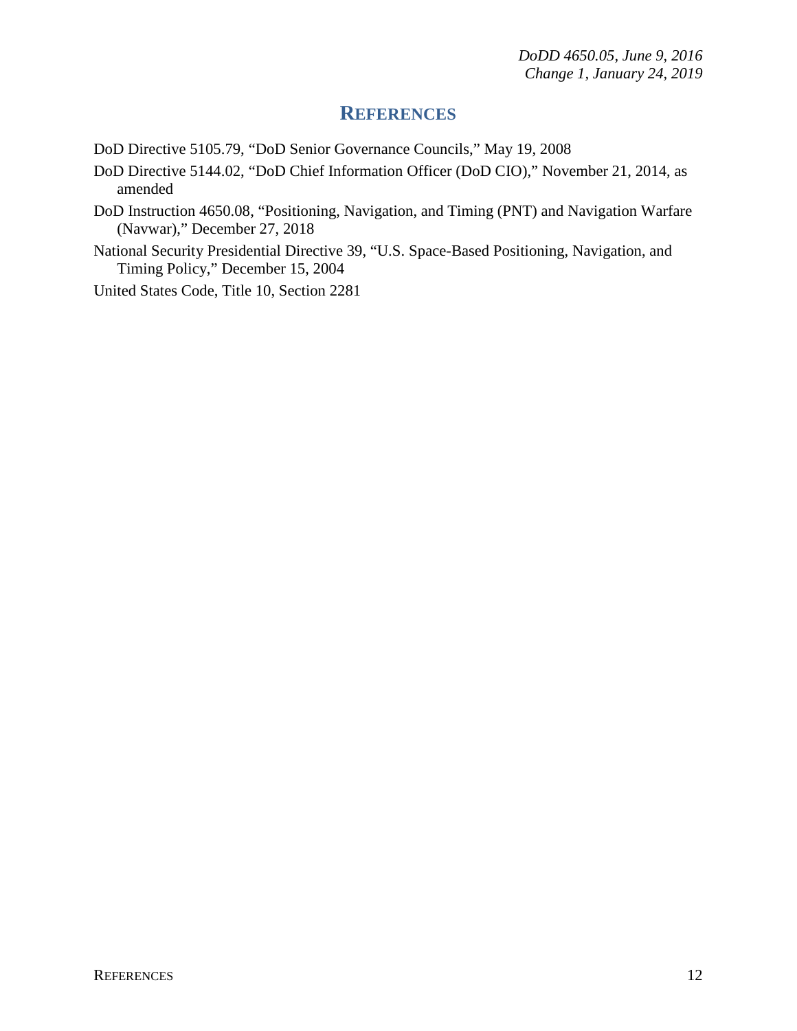## REFERENCES

DoD Directive 5105.79, "DoD Senior Governance Councils," May 19, 2008

DoD Directive 5144.02, "DoD Chief Information Officer (DoD CIO)," November 21, 2014, as amended

DoD Instruction 4650.08, "Positioning, Navigation, and Timing (PNT) and Navigation Warfare (Navwar)," December 27, 2018

National Security Presidential Directive 39, "U.S. Space-Based Positioning, Navigation, and Timing Policy," December 15, 2004

United States Code, Title 10, Section 2281